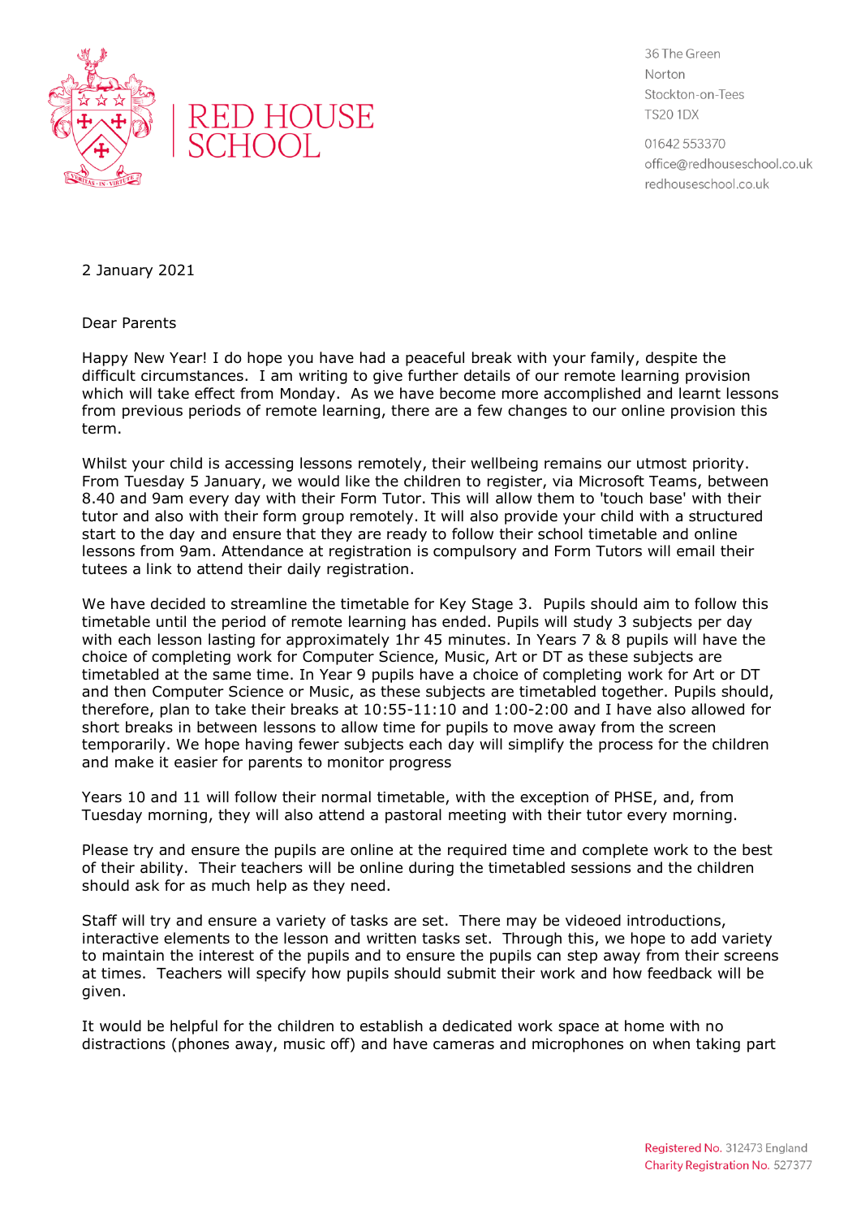RED HOUSE SCHOOL

36 The Green
Norton
Stockton-on-Tees
TS20 1DX

01642 553370
office@redhouseschool.co.uk
redhouseschool.co.uk

2 January 2021

Dear Parents

Happy New Year! I do hope you have had a peaceful break with your family, despite the difficult circumstances. I am writing to give further details of our remote learning provision which will take effect from Monday. As we have become more accomplished and learnt lessons from previous periods of remote learning, there are a few changes to our online provision this term.

Whilst your child is accessing lessons remotely, their wellbeing remains our utmost priority. From Tuesday 5 January, we would like the children to register, via Microsoft Teams, between 8.40 and 9am every day with their Form Tutor. This will allow them to 'touch base' with their tutor and also with their form group remotely. It will also provide your child with a structured start to the day and ensure that they are ready to follow their school timetable and online lessons from 9am. Attendance at registration is compulsory and Form Tutors will email their tutees a link to attend their daily registration.

We have decided to streamline the timetable for Key Stage 3. Pupils should aim to follow this timetable until the period of remote learning has ended. Pupils will study 3 subjects per day with each lesson lasting for approximately 1hr 45 minutes. In Years 7 & 8 pupils will have the choice of completing work for Computer Science, Music, Art or DT as these subjects are timetabled at the same time. In Year 9 pupils have a choice of completing work for Art or DT and then Computer Science or Music, as these subjects are timetabled together. Pupils should, therefore, plan to take their breaks at 10:55-11:10 and 1:00-2:00 and I have also allowed for short breaks in between lessons to allow time for pupils to move away from the screen temporarily. We hope having fewer subjects each day will simplify the process for the children and make it easier for parents to monitor progress

Years 10 and 11 will follow their normal timetable, with the exception of PHSE, and, from Tuesday morning, they will also attend a pastoral meeting with their tutor every morning.

Please try and ensure the pupils are online at the required time and complete work to the best of their ability. Their teachers will be online during the timetabled sessions and the children should ask for as much help as they need.

Staff will try and ensure a variety of tasks are set. There may be videoed introductions, interactive elements to the lesson and written tasks set. Through this, we hope to add variety to maintain the interest of the pupils and to ensure the pupils can step away from their screens at times. Teachers will specify how pupils should submit their work and how feedback will be given.

It would be helpful for the children to establish a dedicated work space at home with no distractions (phones away, music off) and have cameras and microphones on when taking part

Registered No. 312473 England
Charity Registration No. 527377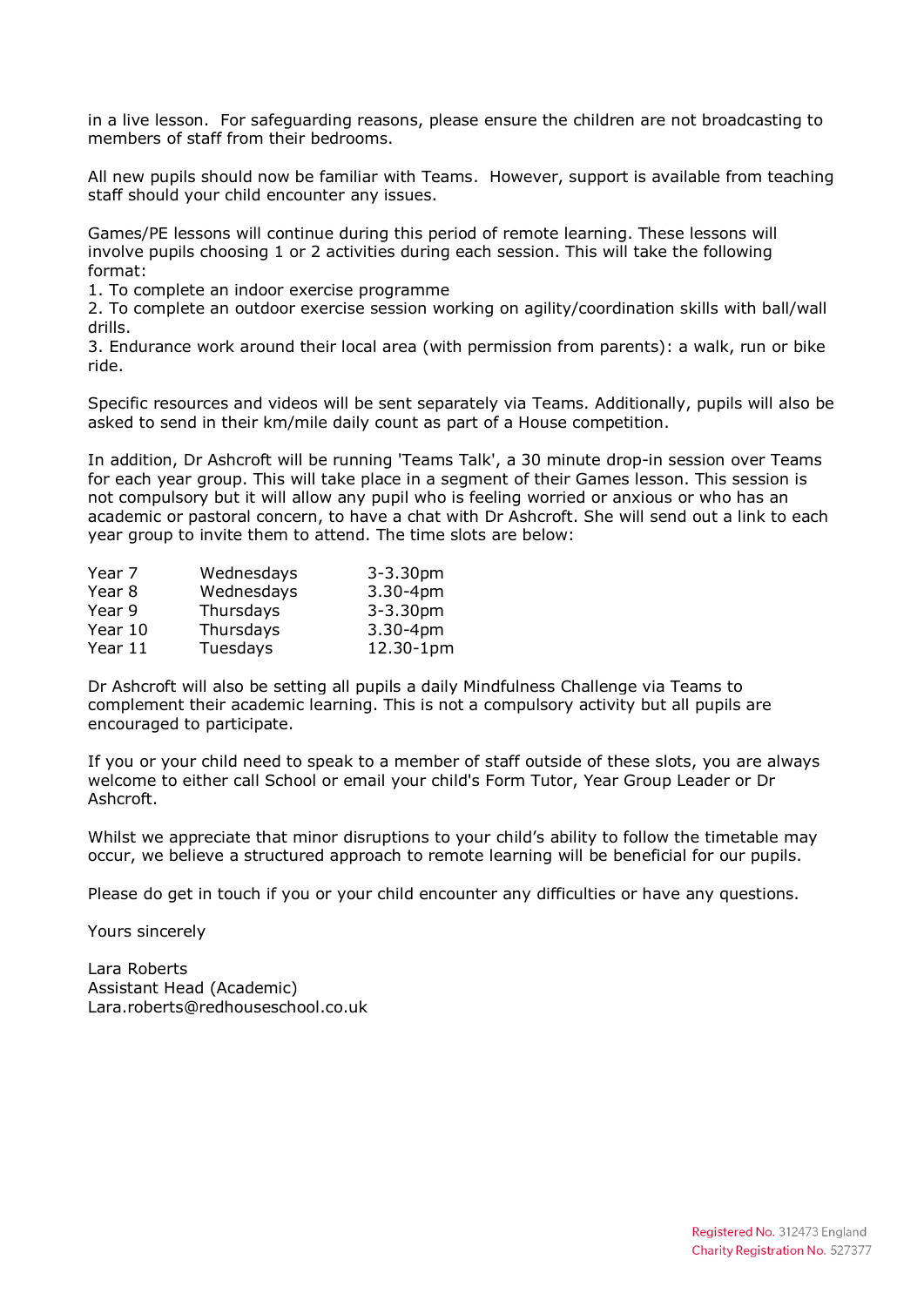in a live lesson.  For safeguarding reasons, please ensure the children are not broadcasting to members of staff from their bedrooms.

All new pupils should now be familiar with Teams.  However, support is available from teaching staff should your child encounter any issues.

Games/PE lessons will continue during this period of remote learning. These lessons will involve pupils choosing 1 or 2 activities during each session. This will take the following format:

1. To complete an indoor exercise programme
2. To complete an outdoor exercise session working on agility/coordination skills with ball/wall drills.
3. Endurance work around their local area (with permission from parents): a walk, run or bike ride.

Specific resources and videos will be sent separately via Teams. Additionally, pupils will also be asked to send in their km/mile daily count as part of a House competition.

In addition, Dr Ashcroft will be running 'Teams Talk', a 30 minute drop-in session over Teams for each year group. This will take place in a segment of their Games lesson. This session is not compulsory but it will allow any pupil who is feeling worried or anxious or who has an academic or pastoral concern, to have a chat with Dr Ashcroft. She will send out a link to each year group to invite them to attend. The time slots are below:

| | | |
|---|---|---|
| Year 7 | Wednesdays | 3-3.30pm |
| Year 8 | Wednesdays | 3.30-4pm |
| Year 9 | Thursdays | 3-3.30pm |
| Year 10 | Thursdays | 3.30-4pm |
| Year 11 | Tuesdays | 12.30-1pm |

Dr Ashcroft will also be setting all pupils a daily Mindfulness Challenge via Teams to complement their academic learning. This is not a compulsory activity but all pupils are encouraged to participate.

If you or your child need to speak to a member of staff outside of these slots, you are always welcome to either call School or email your child's Form Tutor, Year Group Leader or Dr Ashcroft.

Whilst we appreciate that minor disruptions to your child's ability to follow the timetable may occur, we believe a structured approach to remote learning will be beneficial for our pupils.

Please do get in touch if you or your child encounter any difficulties or have any questions.

Yours sincerely

Lara Roberts
Assistant Head (Academic)
Lara.roberts@redhouseschool.co.uk

Registered No. 312473 England
Charity Registration No. 527377